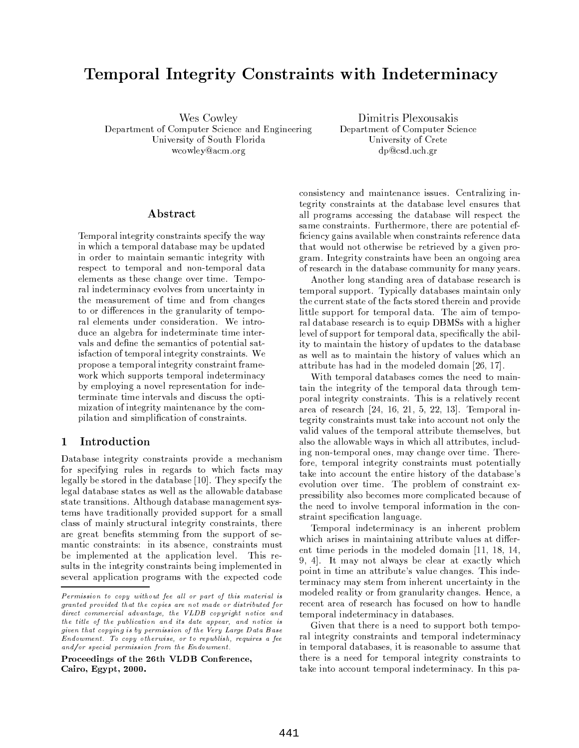# Temporal Integrity Constraints with Indeterminacy

Wes Cowley
Department of Computer Science and Engineering
University of South Florida
wcowley@acm.org

Dimitris Plexousakis
Department of Computer Science
University of Crete
dp@csd.uch.gr

## Abstract

Temporal integrity constraints specify the way in which a temporal database may be updated in order to maintain semantic integrity with respect to temporal and non-temporal data elements as these change over time. Temporal indeterminacy evolves from uncertainty in the measurement of time and from changes to or differences in the granularity of temporal elements under consideration. We introduce an algebra for indeterminate time intervals and define the semantics of potential satisfaction of temporal integrity constraints. We propose a temporal integrity constraint framework which supports temporal indeterminacy by employing a novel representation for indeterminate time intervals and discuss the optimization of integrity maintenance by the compilation and simplification of constraints.

## 1 Introduction

Database integrity constraints provide a mechanism for specifying rules in regards to which facts may legally be stored in the database [10]. They specify the legal database states as well as the allowable database state transitions. Although database management systems have traditionally provided support for a small class of mainly structural integrity constraints, there are great benefits stemming from the support of semantic constraints: in its absence, constraints must be implemented at the application level. This results in the integrity constraints being implemented in several application programs with the expected code consistency and maintenance issues. Centralizing integrity constraints at the database level ensures that all programs accessing the database will respect the same constraints. Furthermore, there are potential efficiency gains available when constraints reference data that would not otherwise be retrieved by a given program. Integrity constraints have been an ongoing area of research in the database community for many years.

Another long standing area of database research is temporal support. Typically databases maintain only the current state of the facts stored therein and provide little support for temporal data. The aim of temporal database research is to equip DBMSs with a higher level of support for temporal data, specifically the ability to maintain the history of updates to the database as well as to maintain the history of values which an attribute has had in the modeled domain [26, 17].

With temporal databases comes the need to maintain the integrity of the temporal data through temporal integrity constraints. This is a relatively recent area of research [24, 16, 21, 5, 22, 13]. Temporal integrity constraints must take into account not only the valid values of the temporal attribute themselves, but also the allowable ways in which all attributes, including non-temporal ones, may change over time. Therefore, temporal integrity constraints must potentially take into account the entire history of the database's evolution over time. The problem of constraint expressibility also becomes more complicated because of the need to involve temporal information in the constraint specification language.

Temporal indeterminacy is an inherent problem which arises in maintaining attribute values at different time periods in the modeled domain [11, 18, 14, 9, 4]. It may not always be clear at exactly which point in time an attribute's value changes. This indeterminacy may stem from inherent uncertainty in the modeled reality or from granularity changes. Hence, a recent area of research has focused on how to handle temporal indeterminacy in databases.

Given that there is a need to support both temporal integrity constraints and temporal indeterminacy in temporal databases, it is reasonable to assume that there is a need for temporal integrity constraints to take into account temporal indeterminacy. In this pa-

*Permission to copy without fee all or part of this material is granted provided that the copies are not made or distributed for direct commercial advantage, the VLDB copyright notice and the title of the publication and its date appear, and notice is given that copying is by permission of the Very Large Data Base Endowment. To copy otherwise, or to republish, requires a fee and/or special permission from the Endowment.*

**Proceedings of the 26th VLDB Conference, Cairo, Egypt, 2000.**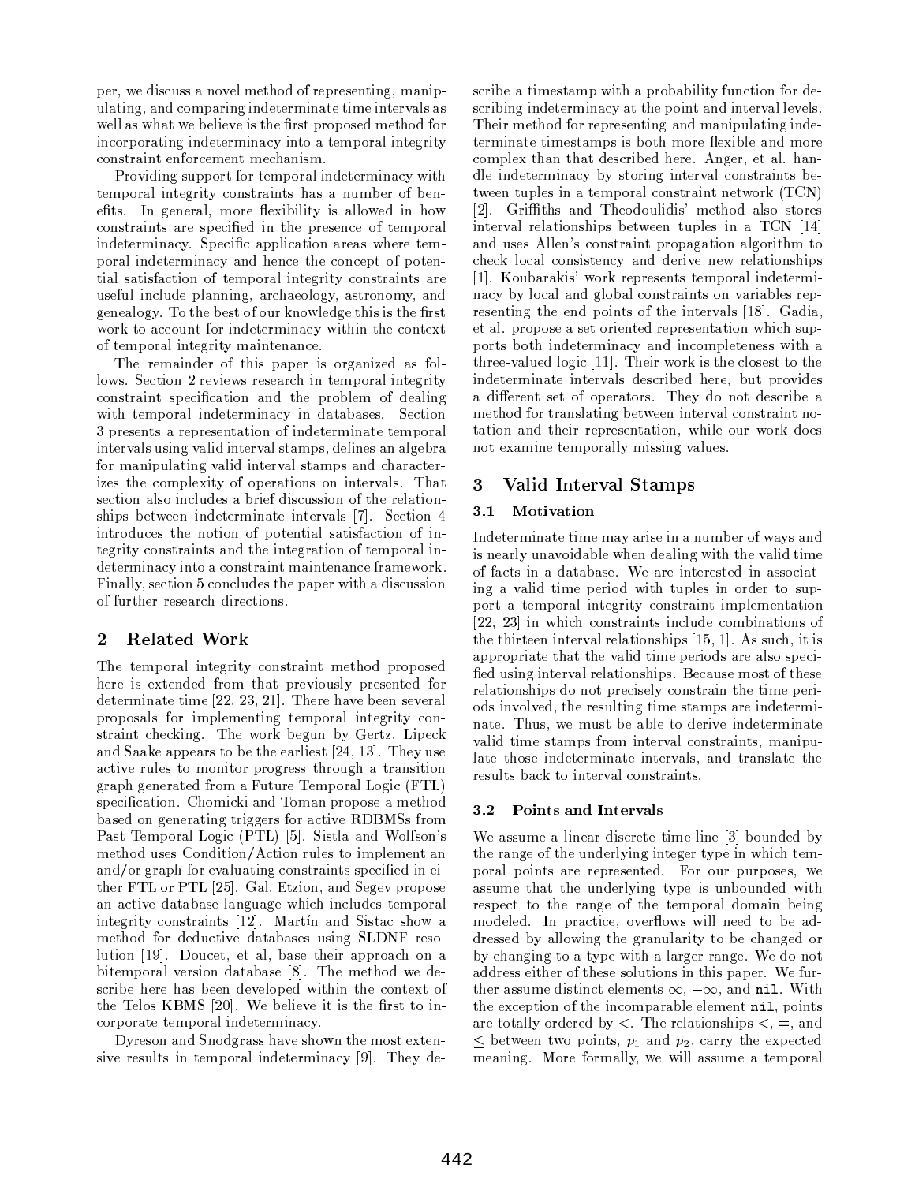per, we discuss a novel method of representing, manipulating, and comparing indeterminate time intervals as well as what we believe is the first proposed method for incorporating indeterminacy into a temporal integrity constraint enforcement mechanism.

Providing support for temporal indeterminacy with temporal integrity constraints has a number of benefits. In general, more flexibility is allowed in how constraints are specified in the presence of temporal indeterminacy. Specific application areas where temporal indeterminacy and hence the concept of potential satisfaction of temporal integrity constraints are useful include planning, archaeology, astronomy, and genealogy. To the best of our knowledge this is the first work to account for indeterminacy within the context of temporal integrity maintenance.

The remainder of this paper is organized as follows. Section 2 reviews research in temporal integrity constraint specification and the problem of dealing with temporal indeterminacy in databases. Section 3 presents a representation of indeterminate temporal intervals using valid interval stamps, defines an algebra for manipulating valid interval stamps and characterizes the complexity of operations on intervals. That section also includes a brief discussion of the relationships between indeterminate intervals [7]. Section 4 introduces the notion of potential satisfaction of integrity constraints and the integration of temporal indeterminacy into a constraint maintenance framework. Finally, section 5 concludes the paper with a discussion of further research directions.

## 2 Related Work

The temporal integrity constraint method proposed here is extended from that previously presented for determinate time [22, 23, 21]. There have been several proposals for implementing temporal integrity constraint checking. The work begun by Gertz, Lipeck and Saake appears to be the earliest [24, 13]. They use active rules to monitor progress through a transition graph generated from a Future Temporal Logic (FTL) specification. Chomicki and Toman propose a method based on generating triggers for active RDBMSs from Past Temporal Logic (PTL) [5]. Sistla and Wolfson's method uses Condition/Action rules to implement an and/or graph for evaluating constraints specified in either FTL or PTL [25]. Gal, Etzion, and Segev propose an active database language which includes temporal integrity constraints [12]. Martín and Sistac show a method for deductive databases using SLDNF resolution [19]. Doucet, et al, base their approach on a bitemporal version database [8]. The method we describe here has been developed within the context of the Telos KBMS [20]. We believe it is the first to incorporate temporal indeterminacy.

Dyreson and Snodgrass have shown the most extensive results in temporal indeterminacy [9]. They describe a timestamp with a probability function for describing indeterminacy at the point and interval levels. Their method for representing and manipulating indeterminate timestamps is both more flexible and more complex than that described here. Anger, et al. handle indeterminacy by storing interval constraints between tuples in a temporal constraint network (TCN) [2]. Griffiths and Theodoulidis' method also stores interval relationships between tuples in a TCN [14] and uses Allen's constraint propagation algorithm to check local consistency and derive new relationships [1]. Koubarakis' work represents temporal indeterminacy by local and global constraints on variables representing the end points of the intervals [18]. Gadia, et al. propose a set oriented representation which supports both indeterminacy and incompleteness with a three-valued logic [11]. Their work is the closest to the indeterminate intervals described here, but provides a different set of operators. They do not describe a method for translating between interval constraint notation and their representation, while our work does not examine temporally missing values.

## 3 Valid Interval Stamps

### 3.1 Motivation

Indeterminate time may arise in a number of ways and is nearly unavoidable when dealing with the valid time of facts in a database. We are interested in associating a valid time period with tuples in order to support a temporal integrity constraint implementation [22, 23] in which constraints include combinations of the thirteen interval relationships [15, 1]. As such, it is appropriate that the valid time periods are also specified using interval relationships. Because most of these relationships do not precisely constrain the time periods involved, the resulting time stamps are indeterminate. Thus, we must be able to derive indeterminate valid time stamps from interval constraints, manipulate those indeterminate intervals, and translate the results back to interval constraints.

### 3.2 Points and Intervals

We assume a linear discrete time line [3] bounded by the range of the underlying integer type in which temporal points are represented. For our purposes, we assume that the underlying type is unbounded with respect to the range of the temporal domain being modeled. In practice, overflows will need to be addressed by allowing the granularity to be changed or by changing to a type with a larger range. We do not address either of these solutions in this paper. We further assume distinct elements $\infty$, $-\infty$, and `nil`. With the exception of the incomparable element `nil`, points are totally ordered by $<$. The relationships $<$, $=$, and $\leq$ between two points, $p_1$ and $p_2$, carry the expected meaning. More formally, we will assume a temporal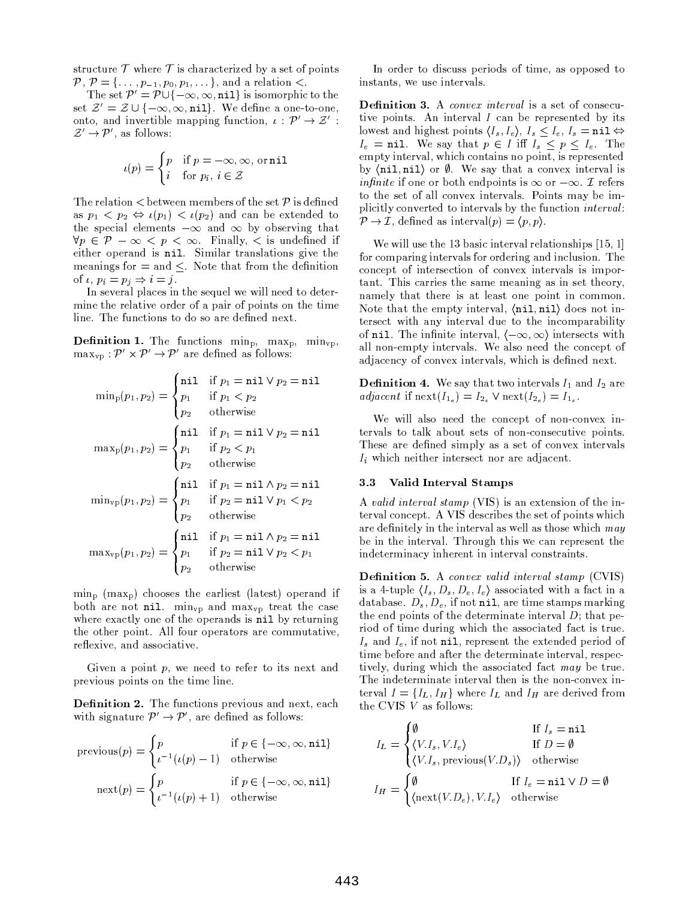structure $\mathcal{T}$ where $\mathcal{T}$ is characterized by a set of points $\mathcal{P}$, $\mathcal{P} = \{\ldots, p_{-1}, p_0, p_1, \ldots\}$, and a relation $<$.

The set $\mathcal{P}' = \mathcal{P} \cup \{-\infty, \infty, \texttt{nil}\}$ is isomorphic to the set $\mathcal{Z}' = \mathcal{Z} \cup \{-\infty, \infty, \texttt{nil}\}$. We define a one-to-one, onto, and invertible mapping function, $\iota : \mathcal{P}' \to \mathcal{Z}' : \mathcal{Z}' \to \mathcal{P}'$, as follows:

$$\iota(p) = \begin{cases} p & \text{if } p = -\infty, \infty, \text{or } \texttt{nil} \\ i & \text{for } p_i,\ i \in \mathcal{Z} \end{cases}$$

The relation $<$ between members of the set $\mathcal{P}$ is defined as $p_1 < p_2 \Leftrightarrow \iota(p_1) < \iota(p_2)$ and can be extended to the special elements $-\infty$ and $\infty$ by observing that $\forall p \in \mathcal{P}\ -\infty < p < \infty$. Finally, $<$ is undefined if either operand is nil. Similar translations give the meanings for $=$ and $\leq$. Note that from the definition of $\iota$, $p_i = p_j \Rightarrow i = j$.

In several places in the sequel we will need to determine the relative order of a pair of points on the time line. The functions to do so are defined next.

**Definition 1.** The functions $\min_{\rm p}$, $\max_{\rm p}$, $\min_{\rm vp}$, $\max_{\rm vp} : \mathcal{P}' \times \mathcal{P}' \to \mathcal{P}'$ are defined as follows:

$$\min\nolimits_{\rm p}(p_1, p_2) = \begin{cases} \texttt{nil} & \text{if } p_1 = \texttt{nil} \vee p_2 = \texttt{nil} \\ p_1 & \text{if } p_1 < p_2 \\ p_2 & \text{otherwise} \end{cases}$$

$$\max\nolimits_{\rm p}(p_1, p_2) = \begin{cases} \texttt{nil} & \text{if } p_1 = \texttt{nil} \vee p_2 = \texttt{nil} \\ p_1 & \text{if } p_2 < p_1 \\ p_2 & \text{otherwise} \end{cases}$$

$$\min\nolimits_{\rm vp}(p_1, p_2) = \begin{cases} \texttt{nil} & \text{if } p_1 = \texttt{nil} \wedge p_2 = \texttt{nil} \\ p_1 & \text{if } p_2 = \texttt{nil} \vee p_1 < p_2 \\ p_2 & \text{otherwise} \end{cases}$$

$$\max\nolimits_{\rm vp}(p_1, p_2) = \begin{cases} \texttt{nil} & \text{if } p_1 = \texttt{nil} \wedge p_2 = \texttt{nil} \\ p_1 & \text{if } p_2 = \texttt{nil} \vee p_2 < p_1 \\ p_2 & \text{otherwise} \end{cases}$$

$\min_{\rm p}$ ($\max_{\rm p}$) chooses the earliest (latest) operand if both are not nil. $\min_{\rm vp}$ and $\max_{\rm vp}$ treat the case where exactly one of the operands is nil by returning the other point. All four operators are commutative, reflexive, and associative.

Given a point $p$, we need to refer to its next and previous points on the time line.

**Definition 2.** The functions previous and next, each with signature $\mathcal{P}' \to \mathcal{P}'$, are defined as follows:

$$\text{previous}(p) = \begin{cases} p & \text{if } p \in \{-\infty, \infty, \texttt{nil}\} \\ \iota^{-1}(\iota(p) - 1) & \text{otherwise} \end{cases}$$

$$\text{next}(p) = \begin{cases} p & \text{if } p \in \{-\infty, \infty, \texttt{nil}\} \\ \iota^{-1}(\iota(p) + 1) & \text{otherwise} \end{cases}$$

In order to discuss periods of time, as opposed to instants, we use intervals.

**Definition 3.** A *convex interval* is a set of consecutive points. An interval $I$ can be represented by its lowest and highest points $\langle I_s, I_e \rangle$, $I_s \leq I_e$, $I_s = \texttt{nil} \Leftrightarrow I_e = \texttt{nil}$. We say that $p \in I$ iff $I_s \leq p \leq I_e$. The empty interval, which contains no point, is represented by $\langle \texttt{nil}, \texttt{nil} \rangle$ or $\emptyset$. We say that a convex interval is *infinite* if one or both endpoints is $\infty$ or $-\infty$. $\mathcal{I}$ refers to the set of all convex intervals. Points may be implicitly converted to intervals by the function *interval*: $\mathcal{P} \to \mathcal{I}$, defined as interval$(p) = \langle p, p \rangle$.

We will use the 13 basic interval relationships [15, 1] for comparing intervals for ordering and inclusion. The concept of intersection of convex intervals is important. This carries the same meaning as in set theory, namely that there is at least one point in common. Note that the empty interval, $\langle \texttt{nil}, \texttt{nil} \rangle$ does not intersect with any interval due to the incomparability of nil. The infinite interval, $\langle -\infty, \infty \rangle$ intersects with all non-empty intervals. We also need the concept of adjacency of convex intervals, which is defined next.

**Definition 4.** We say that two intervals $I_1$ and $I_2$ are *adjacent* if $\text{next}(I_{1_e}) = I_{2_s} \vee \text{next}(I_{2_e}) = I_{1_s}$.

We will also need the concept of non-convex intervals to talk about sets of non-consecutive points. These are defined simply as a set of convex intervals $I_i$ which neither intersect nor are adjacent.

### 3.3 Valid Interval Stamps

A *valid interval stamp* (VIS) is an extension of the interval concept. A VIS describes the set of points which are definitely in the interval as well as those which *may* be in the interval. Through this we can represent the indeterminacy inherent in interval constraints.

**Definition 5.** A *convex valid interval stamp* (CVIS) is a 4-tuple $\langle I_s, D_s, D_e, I_e \rangle$ associated with a fact in a database. $D_s$, $D_e$, if not nil, are time stamps marking the end points of the determinate interval $D$; that period of time during which the associated fact is true. $I_s$ and $I_e$, if not nil, represent the extended period of time before and after the determinate interval, respectively, during which the associated fact *may* be true. The indeterminate interval then is the non-convex interval $I = \{I_L, I_H\}$ where $I_L$ and $I_H$ are derived from the CVIS $V$ as follows:

$$I_L = \begin{cases} \emptyset & \text{If } I_s = \texttt{nil} \\ \langle V.I_s, V.I_e \rangle & \text{If } D = \emptyset \\ \langle V.I_s, \text{previous}(V.D_s) \rangle & \text{otherwise} \end{cases}$$

$$I_H = \begin{cases} \emptyset & \text{If } I_e = \texttt{nil} \vee D = \emptyset \\ \langle \text{next}(V.D_e), V.I_e \rangle & \text{otherwise} \end{cases}$$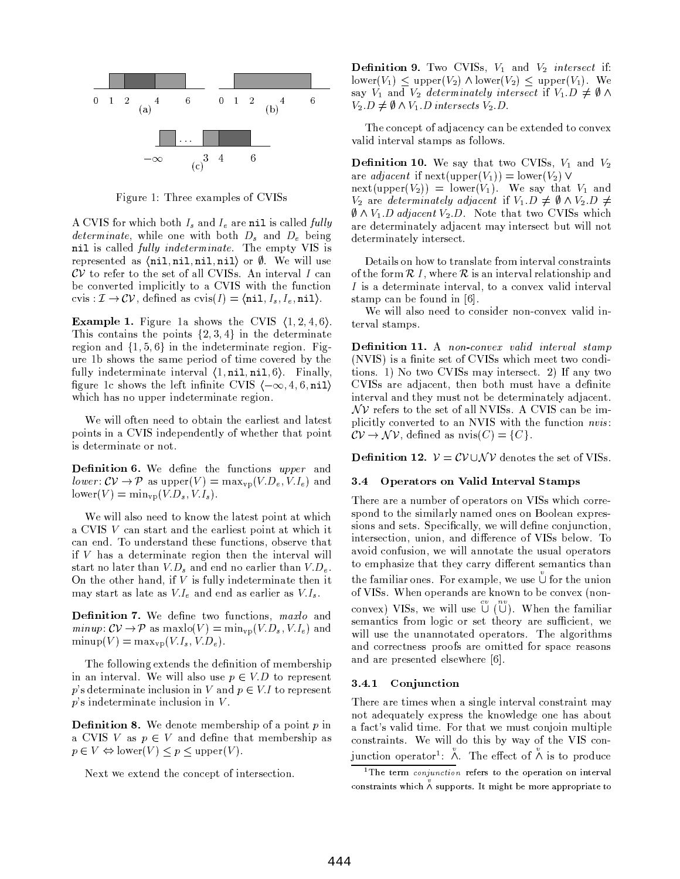Figure 1: Three examples of CVISs

A CVIS for which both $I_s$ and $I_e$ are nil is called *fully determinate*, while one with both $D_s$ and $D_e$ being nil is called *fully indeterminate*. The empty VIS is represented as $\langle \texttt{nil}, \texttt{nil}, \texttt{nil}, \texttt{nil} \rangle$ or $\emptyset$. We will use $\mathcal{CV}$ to refer to the set of all CVISs. An interval $I$ can be converted implicitly to a CVIS with the function cvis : $\mathcal{I} \rightarrow \mathcal{CV}$, defined as cvis$(I) = \langle \texttt{nil}, I_s, I_e, \texttt{nil} \rangle$.

**Example 1.** Figure 1a shows the CVIS $\langle 1, 2, 4, 6 \rangle$. This contains the points $\{2, 3, 4\}$ in the determinate region and $\{1, 5, 6\}$ in the indeterminate region. Figure 1b shows the same period of time covered by the fully indeterminate interval $\langle 1, \texttt{nil}, \texttt{nil}, 6 \rangle$. Finally, figure 1c shows the left infinite CVIS $\langle -\infty, 4, 6, \texttt{nil} \rangle$ which has no upper indeterminate region.

We will often need to obtain the earliest and latest points in a CVIS independently of whether that point is determinate or not.

**Definition 6.** We define the functions *upper* and *lower*: $\mathcal{CV} \rightarrow \mathcal{P}$ as upper$(V) = \max_{\text{vp}}(V.D_e, V.I_e)$ and lower$(V) = \min_{\text{vp}}(V.D_s, V.I_s)$.

We will also need to know the latest point at which a CVIS $V$ can start and the earliest point at which it can end. To understand these functions, observe that if $V$ has a determinate region then the interval will start no later than $V.D_s$ and end no earlier than $V.D_e$. On the other hand, if $V$ is fully indeterminate then it may start as late as $V.I_e$ and end as earlier as $V.I_s$.

**Definition 7.** We define two functions, *maxlo* and *minup*: $\mathcal{CV} \rightarrow \mathcal{P}$ as maxlo$(V) = \min_{\text{vp}}(V.D_s, V.I_e)$ and minup$(V) = \max_{\text{vp}}(V.I_s, V.D_e)$.

The following extends the definition of membership in an interval. We will also use $p \in V.D$ to represent $p$'s determinate inclusion in $V$ and $p \in V.I$ to represent $p$'s indeterminate inclusion in $V$.

**Definition 8.** We denote membership of a point $p$ in a CVIS $V$ as $p \in V$ and define that membership as $p \in V \Leftrightarrow \text{lower}(V) \leq p \leq \text{upper}(V)$.

Next we extend the concept of intersection.

**Definition 9.** Two CVISs, $V_1$ and $V_2$ *intersect* if: lower$(V_1) \leq$ upper$(V_2) \wedge$ lower$(V_2) \leq$ upper$(V_1)$. We say $V_1$ and $V_2$ *determinately intersect* if $V_1.D \neq \emptyset \wedge V_2.D \neq \emptyset \wedge V_1.D$ *intersects* $V_2.D$.

The concept of adjacency can be extended to convex valid interval stamps as follows.

**Definition 10.** We say that two CVISs, $V_1$ and $V_2$ are *adjacent* if next(upper$(V_1)$) = lower$(V_2) \vee$ next(upper$(V_2)$) = lower$(V_1)$. We say that $V_1$ and $V_2$ are *determinately adjacent* if $V_1.D \neq \emptyset \wedge V_2.D \neq \emptyset \wedge V_1.D$ *adjacent* $V_2.D$. Note that two CVISs which are determinately adjacent may intersect but will not determinately intersect.

Details on how to translate from interval constraints of the form $\mathcal{R}\ I$, where $\mathcal{R}$ is an interval relationship and $I$ is a determinate interval, to a convex valid interval stamp can be found in [6].

We will also need to consider non-convex valid interval stamps.

**Definition 11.** A *non-convex valid interval stamp* (NVIS) is a finite set of CVISs which meet two conditions. 1) No two CVISs may intersect. 2) If any two CVISs are adjacent, then both must have a definite interval and they must not be determinately adjacent. $\mathcal{NV}$ refers to the set of all NVISs. A CVIS can be implicitly converted to an NVIS with the function *nvis*: $\mathcal{CV} \rightarrow \mathcal{NV}$, defined as nvis$(C) = \{C\}$.

**Definition 12.** $\mathcal{V} = \mathcal{CV} \cup \mathcal{NV}$ denotes the set of VISs.

### 3.4 Operators on Valid Interval Stamps

There are a number of operators on VISs which correspond to the similarly named ones on Boolean expressions and sets. Specifically, we will define conjunction, intersection, union, and difference of VISs below. To avoid confusion, we will annotate the usual operators to emphasize that they carry different semantics than the familiar ones. For example, we use $\overset{v}{\cup}$ for the union of VISs. When operands are known to be convex (non-convex) VISs, we will use $\overset{cv}{\cup}$ ($\overset{nv}{\cup}$). When the familiar semantics from logic or set theory are sufficient, we will use the unannotated operators. The algorithms and correctness proofs are omitted for space reasons and are presented elsewhere [6].

#### 3.4.1 Conjunction

There are times when a single interval constraint may not adequately express the knowledge one has about a fact's valid time. For that we must conjoin multiple constraints. We will do this by way of the VIS conjunction operator[1]: $\overset{v}{\wedge}$. The effect of $\overset{v}{\wedge}$ is to produce

[1] The term *conjunction* refers to the operation on interval constraints which $\overset{v}{\wedge}$ supports. It might be more appropriate to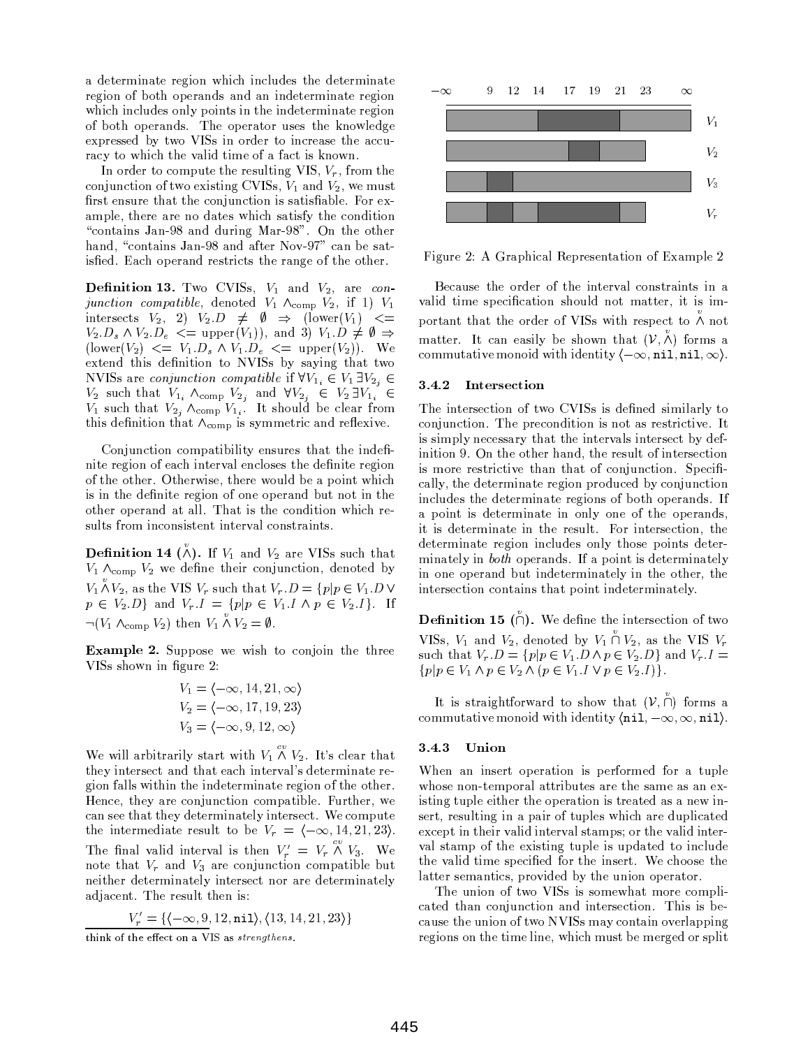a determinate region which includes the determinate region of both operands and an indeterminate region which includes only points in the indeterminate region of both operands. The operator uses the knowledge expressed by two VISs in order to increase the accuracy to which the valid time of a fact is known.

In order to compute the resulting VIS, $V_r$, from the conjunction of two existing CVISs, $V_1$ and $V_2$, we must first ensure that the conjunction is satisfiable. For example, there are no dates which satisfy the condition "contains Jan-98 and during Mar-98". On the other hand, "contains Jan-98 and after Nov-97" can be satisfied. Each operand restricts the range of the other.

**Definition 13.** Two CVISs, $V_1$ and $V_2$, are *conjunction compatible*, denoted $V_1 \wedge_{\text{comp}} V_2$, if 1) $V_1$ intersects $V_2$, 2) $V_2.D \neq \emptyset \Rightarrow (\text{lower}(V_1) <= V_2.D_s \wedge V_2.D_e <= \text{upper}(V_1))$, and 3) $V_1.D \neq \emptyset \Rightarrow (\text{lower}(V_2) <= V_1.D_s \wedge V_1.D_e <= \text{upper}(V_2))$. We extend this definition to NVISs by saying that two NVISs are *conjunction compatible* if $\forall V_{1_i} \in V_1 \exists V_{2_j} \in V_2$ such that $V_{1_i} \wedge_{\text{comp}} V_{2_j}$ and $\forall V_{2_j} \in V_2 \exists V_{1_i} \in V_1$ such that $V_{2_j} \wedge_{\text{comp}} V_{1_i}$. It should be clear from this definition that $\wedge_{\text{comp}}$ is symmetric and reflexive.

Conjunction compatibility ensures that the indefinite region of each interval encloses the definite region of the other. Otherwise, there would be a point which is in the definite region of one operand but not in the other operand at all. That is the condition which results from inconsistent interval constraints.

**Definition 14 ($\overset{v}{\wedge}$).** If $V_1$ and $V_2$ are VISs such that $V_1 \wedge_{\text{comp}} V_2$ we define their conjunction, denoted by $V_1 \overset{v}{\wedge} V_2$, as the VIS $V_r$ such that $V_r.D = \{p | p \in V_1.D \vee p \in V_2.D\}$ and $V_r.I = \{p | p \in V_1.I \wedge p \in V_2.I\}$. If $\neg(V_1 \wedge_{\text{comp}} V_2)$ then $V_1 \overset{v}{\wedge} V_2 = \emptyset$.

**Example 2.** Suppose we wish to conjoin the three VISs shown in figure 2:

$$V_1 = \langle -\infty, 14, 21, \infty \rangle$$
$$V_2 = \langle -\infty, 17, 19, 23 \rangle$$
$$V_3 = \langle -\infty, 9, 12, \infty \rangle$$

We will arbitrarily start with $V_1 \overset{cv}{\wedge} V_2$. It's clear that they intersect and that each interval's determinate region falls within the indeterminate region of the other. Hence, they are conjunction compatible. Further, we can see that they determinately intersect. We compute the intermediate result to be $V_r = \langle -\infty, 14, 21, 23 \rangle$. The final valid interval is then $V_r' = V_r \overset{cv}{\wedge} V_3$. We note that $V_r$ and $V_3$ are conjunction compatible but neither determinately intersect nor are determinately adjacent. The result then is:

$$V_r' = \{\langle -\infty, 9, 12, \texttt{nil} \rangle, \langle 13, 14, 21, 23 \rangle\}$$

think of the effect on a VIS as *strengthens*.

Figure 2: A Graphical Representation of Example 2

Because the order of the interval constraints in a valid time specification should not matter, it is important that the order of VISs with respect to $\overset{v}{\wedge}$ not matter. It can easily be shown that $(\mathcal{V}, \overset{v}{\wedge})$ forms a commutative monoid with identity $\langle -\infty, \texttt{nil}, \texttt{nil}, \infty \rangle$.

### 3.4.2 Intersection

The intersection of two CVISs is defined similarly to conjunction. The precondition is not as restrictive. It is simply necessary that the intervals intersect by definition 9. On the other hand, the result of intersection is more restrictive than that of conjunction. Specifically, the determinate region produced by conjunction includes the determinate regions of both operands. If a point is determinate in only one of the operands, it is determinate in the result. For intersection, the determinate region includes only those points determinately in *both* operands. If a point is determinately in one operand but indeterminately in the other, the intersection contains that point indeterminately.

**Definition 15 ($\overset{v}{\cap}$).** We define the intersection of two VISs, $V_1$ and $V_2$, denoted by $V_1 \overset{v}{\cap} V_2$, as the VIS $V_r$ such that $V_r.D = \{p | p \in V_1.D \wedge p \in V_2.D\}$ and $V_r.I = \{p | p \in V_1 \wedge p \in V_2 \wedge (p \in V_1.I \vee p \in V_2.I)\}$.

It is straightforward to show that $(\mathcal{V}, \overset{v}{\cap})$ forms a commutative monoid with identity $\langle \texttt{nil}, -\infty, \infty, \texttt{nil} \rangle$.

### 3.4.3 Union

When an insert operation is performed for a tuple whose non-temporal attributes are the same as an existing tuple either the operation is treated as a new insert, resulting in a pair of tuples which are duplicated except in their valid interval stamps; or the valid interval stamp of the existing tuple is updated to include the valid time specified for the insert. We choose the latter semantics, provided by the union operator.

The union of two VISs is somewhat more complicated than conjunction and intersection. This is because the union of two NVISs may contain overlapping regions on the time line, which must be merged or split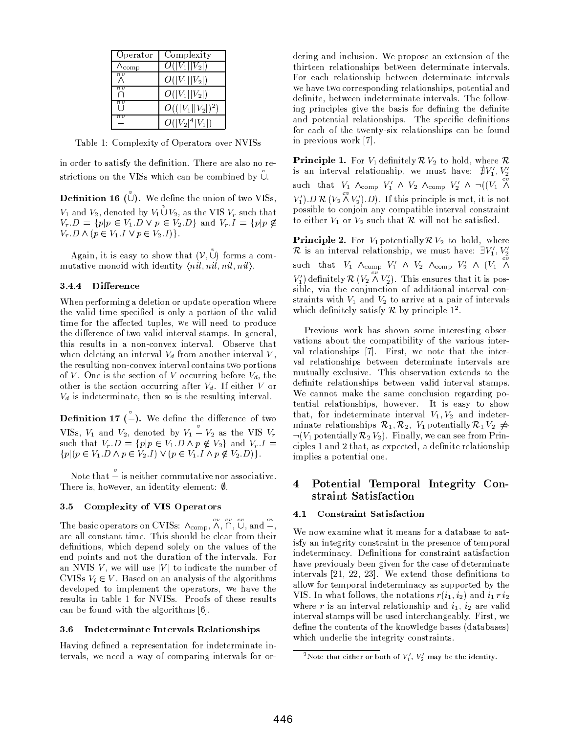| Operator | Complexity |
|---|---|
| $\wedge_{\text{comp}}$ | $O(\lvert V_1\rvert \lvert V_2\rvert)$ |
| $\overset{nv}{\wedge}$ | $O(\lvert V_1\rvert \lvert V_2\rvert)$ |
| $\overset{nv}{\cap}$ | $O(\lvert V_1\rvert \lvert V_2\rvert)$ |
| $\overset{nv}{\cup}$ | $O((\lvert V_1\rvert \lvert V_2\rvert)^2)$ |
| $\overset{nv}{-}$ | $O(\lvert V_2\rvert^4 \lvert V_1\rvert)$ |

Table 1: Complexity of Operators over NVISs

in order to satisfy the definition. There are also no restrictions on the VISs which can be combined by $\overset{v}{\cup}$.

**Definition 16 ($\overset{v}{\cup}$).** We define the union of two VISs, $V_1$ and $V_2$, denoted by $V_1 \overset{v}{\cup} V_2$, as the VIS $V_r$ such that $V_r.D = \{p | p \in V_1.D \vee p \in V_2.D\}$ and $V_r.I = \{p | p \notin V_r.D \wedge (p \in V_1.I \vee p \in V_2.I)\}$.

Again, it is easy to show that $(\mathcal{V}, \overset{v}{\cup})$ forms a commutative monoid with identity $\langle nil, nil, nil, nil \rangle$.

#### 3.4.4 Difference

When performing a deletion or update operation where the valid time specified is only a portion of the valid time for the affected tuples, we will need to produce the difference of two valid interval stamps. In general, this results in a non-convex interval. Observe that when deleting an interval $V_d$ from another interval $V$, the resulting non-convex interval contains two portions of $V$. One is the section of $V$ occurring before $V_d$, the other is the section occurring after $V_d$. If either $V$ or $V_d$ is indeterminate, then so is the resulting interval.

**Definition 17 ($\overset{v}{-}$).** We define the difference of two VISs, $V_1$ and $V_2$, denoted by $V_1 \overset{v}{-} V_2$ as the VIS $V_r$ such that $V_r.D = \{p | p \in V_1.D \wedge p \notin V_2\}$ and $V_r.I = \{p | (p \in V_1.D \wedge p \in V_2.I) \vee (p \in V_1.I \wedge p \notin V_2.D)\}$.

Note that $\overset{v}{-}$ is neither commutative nor associative. There is, however, an identity element: $\emptyset$.

### 3.5 Complexity of VIS Operators

The basic operators on CVISs: $\wedge_{\text{comp}}$, $\overset{cv}{\wedge}$, $\overset{cv}{\cap}$, $\overset{cv}{\cup}$, and $\overset{cv}{-}$, are all constant time. This should be clear from their definitions, which depend solely on the values of the end points and not the duration of the intervals. For an NVIS $V$, we will use $|V|$ to indicate the number of CVISs $V_i \in V$. Based on an analysis of the algorithms developed to implement the operators, we have the results in table 1 for NVISs. Proofs of these results can be found with the algorithms [6].

### 3.6 Indeterminate Intervals Relationships

Having defined a representation for indeterminate intervals, we need a way of comparing intervals for ordering and inclusion. We propose an extension of the thirteen relationships between determinate intervals. For each relationship between determinate intervals we have two corresponding relationships, potential and definite, between indeterminate intervals. The following principles give the basis for defining the definite and potential relationships. The specific definitions for each of the twenty-six relationships can be found in previous work [7].

**Principle 1.** For $V_1$ definitely $\mathcal{R}$ $V_2$ to hold, where $\mathcal{R}$ is an interval relationship, we must have: $\nexists V_1', V_2'$ such that $V_1 \wedge_{\text{comp}} V_1' \wedge V_2 \wedge_{\text{comp}} V_2' \wedge \neg((V_1 \overset{cv}{\wedge} V_1').D\, \mathcal{R}\, (V_2 \overset{cv}{\wedge} V_2').D)$. If this principle is met, it is not possible to conjoin any compatible interval constraint to either $V_1$ or $V_2$ such that $\mathcal{R}$ will not be satisfied.

**Principle 2.** For $V_1$ potentially $\mathcal{R}$ $V_2$ to hold, where $\mathcal{R}$ is an interval relationship, we must have: $\exists V_1', V_2'$ such that $V_1 \wedge_{\text{comp}} V_1' \wedge V_2 \wedge_{\text{comp}} V_2' \wedge (V_1 \overset{cv}{\wedge} V_1')$ definitely $\mathcal{R}$ $(V_2 \overset{cv}{\wedge} V_2')$. This ensures that it is possible, via the conjunction of additional interval constraints with $V_1$ and $V_2$ to arrive at a pair of intervals which definitely satisfy $\mathcal{R}$ by principle 1[2].

Previous work has shown some interesting observations about the compatibility of the various interval relationships [7]. First, we note that the interval relationships between determinate intervals are mutually exclusive. This observation extends to the definite relationships between valid interval stamps. We cannot make the same conclusion regarding potential relationships, however. It is easy to show that, for indeterminate interval $V_1, V_2$ and indeterminate relationships $\mathcal{R}_1, \mathcal{R}_2$, $V_1$ potentially $\mathcal{R}_1$ $V_2 \not\Rightarrow \neg(V_1$ potentially $\mathcal{R}_2$ $V_2)$. Finally, we can see from Principles 1 and 2 that, as expected, a definite relationship implies a potential one.

## 4 Potential Temporal Integrity Constraint Satisfaction

### 4.1 Constraint Satisfaction

We now examine what it means for a database to satisfy an integrity constraint in the presence of temporal indeterminacy. Definitions for constraint satisfaction have previously been given for the case of determinate intervals [21, 22, 23]. We extend those definitions to allow for temporal indeterminacy as supported by the VIS. In what follows, the notations $r(i_1, i_2)$ and $i_1\, r\, i_2$ where $r$ is an interval relationship and $i_1$, $i_2$ are valid interval stamps will be used interchangeably. First, we define the contents of the knowledge bases (databases) which underlie the integrity constraints.

[2] Note that either or both of $V_1'$, $V_2'$ may be the identity.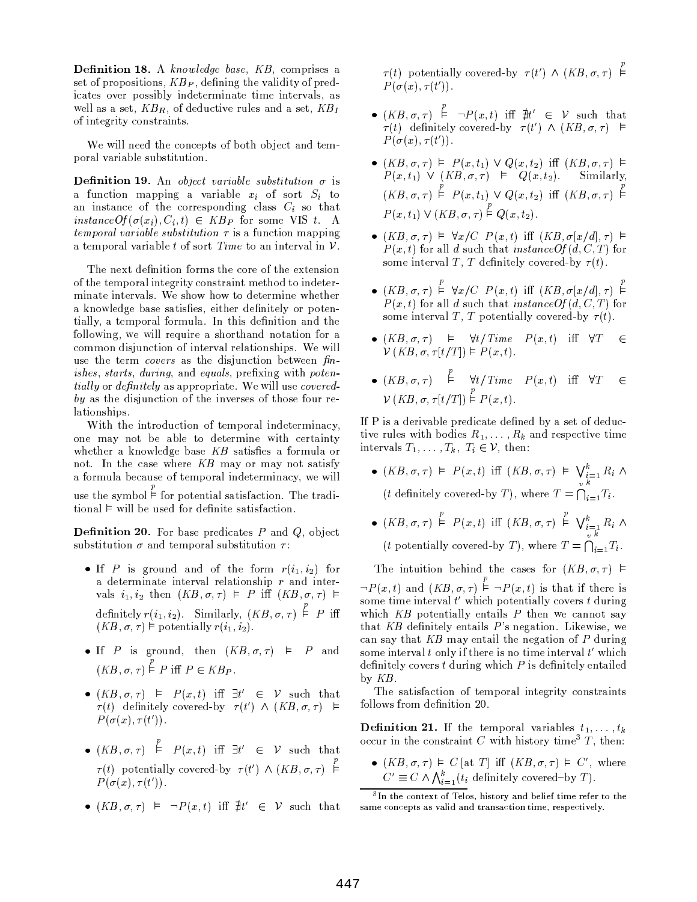**Definition 18.** A *knowledge base*, $KB$, comprises a set of propositions, $KB_P$, defining the validity of predicates over possibly indeterminate time intervals, as well as a set, $KB_R$, of deductive rules and a set, $KB_I$ of integrity constraints.

We will need the concepts of both object and temporal variable substitution.

**Definition 19.** An *object variable substitution* $\sigma$ is a function mapping a variable $x_i$ of sort $S_i$ to an instance of the corresponding class $C_i$ so that $instanceOf(\sigma(x_i), C_i, t) \in KB_P$ for some VIS $t$. A *temporal variable substitution* $\tau$ is a function mapping a temporal variable $t$ of sort $Time$ to an interval in $\mathcal{V}$.

The next definition forms the core of the extension of the temporal integrity constraint method to indeterminate intervals. We show how to determine whether a knowledge base satisfies, either definitely or potentially, a temporal formula. In this definition and the following, we will require a shorthand notation for a common disjunction of interval relationships. We will use the term *covers* as the disjunction between *finishes*, *starts*, *during*, and *equals*, prefixing with *potentially* or *definitely* as appropriate. We will use *covered-by* as the disjunction of the inverses of those four relationships.

With the introduction of temporal indeterminacy, one may not be able to determine with certainty whether a knowledge base $KB$ satisfies a formula or not. In the case where $KB$ may or may not satisfy a formula because of temporal indeterminacy, we will use the symbol $\overset{p}{\models}$ for potential satisfaction. The traditional $\models$ will be used for definite satisfaction.

**Definition 20.** For base predicates $P$ and $Q$, object substitution $\sigma$ and temporal substitution $\tau$:

- If $P$ is ground and of the form $r(i_1, i_2)$ for a determinate interval relationship $r$ and intervals $i_1, i_2$ then $(KB, \sigma, \tau) \models P$ iff $(KB, \sigma, \tau) \models$ definitely $r(i_1, i_2)$. Similarly, $(KB, \sigma, \tau) \overset{p}{\models} P$ iff $(KB, \sigma, \tau) \models$ potentially $r(i_1, i_2)$.
- If $P$ is ground, then $(KB, \sigma, \tau) \models P$ and $(KB, \sigma, \tau) \overset{p}{\models} P$ iff $P \in KB_P$.
- $(KB, \sigma, \tau) \models P(x, t)$ iff $\exists t' \in \mathcal{V}$ such that $\tau(t)$ definitely covered-by $\tau(t') \wedge (KB, \sigma, \tau) \models P(\sigma(x), \tau(t'))$.
- $(KB, \sigma, \tau) \overset{p}{\models} P(x, t)$ iff $\exists t' \in \mathcal{V}$ such that $\tau(t)$ potentially covered-by $\tau(t') \wedge (KB, \sigma, \tau) \overset{p}{\models} P(\sigma(x), \tau(t'))$.
- $(KB, \sigma, \tau) \models \neg P(x, t)$ iff $\nexists t' \in \mathcal{V}$ such that $\tau(t)$ potentially covered-by $\tau(t') \wedge (KB, \sigma, \tau) \overset{p}{\models} P(\sigma(x), \tau(t'))$.
- $(KB, \sigma, \tau) \overset{p}{\models} \neg P(x, t)$ iff $\nexists t' \in \mathcal{V}$ such that $\tau(t)$ definitely covered-by $\tau(t') \wedge (KB, \sigma, \tau) \models P(\sigma(x), \tau(t'))$.
- $(KB, \sigma, \tau) \models P(x, t_1) \vee Q(x, t_2)$ iff $(KB, \sigma, \tau) \models P(x, t_1) \vee (KB, \sigma, \tau) \models Q(x, t_2)$. Similarly, $(KB, \sigma, \tau) \overset{p}{\models} P(x, t_1) \vee Q(x, t_2)$ iff $(KB, \sigma, \tau) \overset{p}{\models} P(x, t_1) \vee (KB, \sigma, \tau) \overset{p}{\models} Q(x, t_2)$.
- $(KB, \sigma, \tau) \models \forall x/C\ P(x, t)$ iff $(KB, \sigma[x/d], \tau) \models P(x, t)$ for all $d$ such that $instanceOf(d, C, T)$ for some interval $T$, $T$ definitely covered-by $\tau(t)$.
- $(KB, \sigma, \tau) \overset{p}{\models} \forall x/C\ P(x, t)$ iff $(KB, \sigma[x/d], \tau) \overset{p}{\models} P(x, t)$ for all $d$ such that $instanceOf(d, C, T)$ for some interval $T$, $T$ potentially covered-by $\tau(t)$.
- $(KB, \sigma, \tau) \models \forall t/Time\ \ P(x, t)$ iff $\forall T \in \mathcal{V}\ (KB, \sigma, \tau[t/T]) \models P(x, t)$.
- $(KB, \sigma, \tau) \overset{p}{\models} \forall t/Time\ \ P(x, t)$ iff $\forall T \in \mathcal{V}\ (KB, \sigma, \tau[t/T]) \overset{p}{\models} P(x, t)$.

If P is a derivable predicate defined by a set of deductive rules with bodies $R_1, \ldots, R_k$ and respective time intervals $T_1, \ldots, T_k$, $T_i \in \mathcal{V}$, then:

- $(KB, \sigma, \tau) \models P(x, t)$ iff $(KB, \sigma, \tau) \models \bigvee_{i=1}^{k} R_i \wedge$ ($t$ definitely covered-by $T$), where $T = \bigcap_{v\ i=1}^{k} T_i$.
- $(KB, \sigma, \tau) \overset{p}{\models} P(x, t)$ iff $(KB, \sigma, \tau) \overset{p}{\models} \bigvee_{i=1}^{k} R_i \wedge$ ($t$ potentially covered-by $T$), where $T = \bigcap_{v\ i=1}^{k} T_i$.

The intuition behind the cases for $(KB, \sigma, \tau) \models \neg P(x, t)$ and $(KB, \sigma, \tau) \overset{p}{\models} \neg P(x, t)$ is that if there is some time interval $t'$ which potentially covers $t$ during which $KB$ potentially entails $P$ then we cannot say that $KB$ definitely entails $P$'s negation. Likewise, we can say that $KB$ may entail the negation of $P$ during some interval $t$ only if there is no time interval $t'$ which definitely covers $t$ during which $P$ is definitely entailed by $KB$.

The satisfaction of temporal integrity constraints follows from definition 20.

**Definition 21.** If the temporal variables $t_1, \ldots, t_k$ occur in the constraint $C$ with history time[3] $T$, then:

- $(KB, \sigma, \tau) \models C\,[\text{at } T]$ iff $(KB, \sigma, \tau) \models C'$, where $C' \equiv C \wedge \bigwedge_{i=1}^{k} (t_i$ definitely covered–by $T)$.

[3] In the context of Telos, history and belief time refer to the same concepts as valid and transaction time, respectively.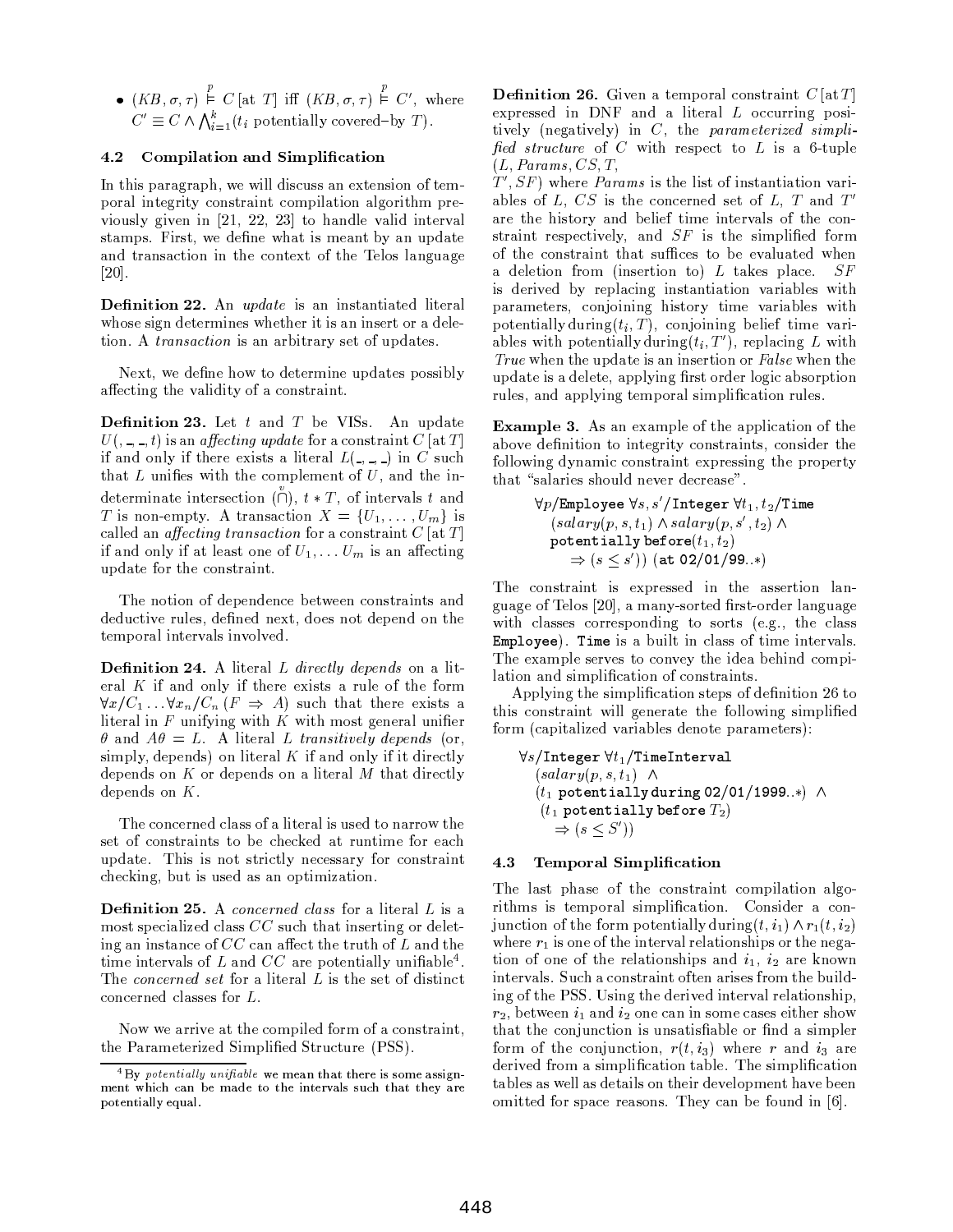- $(KB, \sigma, \tau) \overset{p}{\models} C\,[\text{at } T]$ iff $(KB, \sigma, \tau) \overset{p}{\models} C'$, where $C' \equiv C \wedge \bigwedge_{i=1}^{k} (t_i \text{ potentially covered–by } T)$.

### 4.2 Compilation and Simplification

In this paragraph, we will discuss an extension of temporal integrity constraint compilation algorithm previously given in [21, 22, 23] to handle valid interval stamps. First, we define what is meant by an update and transaction in the context of the Telos language [20].

**Definition 22.** An *update* is an instantiated literal whose sign determines whether it is an insert or a deletion. A *transaction* is an arbitrary set of updates.

Next, we define how to determine updates possibly affecting the validity of a constraint.

**Definition 23.** Let $t$ and $T$ be VISs. An update $U(\_,\_,t)$ is an *affecting update* for a constraint $C\,[\text{at } T]$ if and only if there exists a literal $L(\_,\_,\_)$ in $C$ such that $L$ unifies with the complement of $U$, and the indeterminate intersection ($\overset{v}{\cap}$), $t * T$, of intervals $t$ and $T$ is non-empty. A transaction $X = \{U_1, \ldots, U_m\}$ is called an *affecting transaction* for a constraint $C\,[\text{at } T]$ if and only if at least one of $U_1, \ldots U_m$ is an affecting update for the constraint.

The notion of dependence between constraints and deductive rules, defined next, does not depend on the temporal intervals involved.

**Definition 24.** A literal $L$ *directly depends* on a literal $K$ if and only if there exists a rule of the form $\forall x/C_1 \ldots \forall x_n/C_n\,(F \Rightarrow A)$ such that there exists a literal in $F$ unifying with $K$ with most general unifier $\theta$ and $A\theta = L$. A literal $L$ *transitively depends* (or, simply, depends) on literal $K$ if and only if it directly depends on $K$ or depends on a literal $M$ that directly depends on $K$.

The concerned class of a literal is used to narrow the set of constraints to be checked at runtime for each update. This is not strictly necessary for constraint checking, but is used as an optimization.

**Definition 25.** A *concerned class* for a literal $L$ is a most specialized class $CC$ such that inserting or deleting an instance of $CC$ can affect the truth of $L$ and the time intervals of $L$ and $CC$ are potentially unifiable[4]. The *concerned set* for a literal $L$ is the set of distinct concerned classes for $L$.

Now we arrive at the compiled form of a constraint, the Parameterized Simplified Structure (PSS).

[4] By *potentially unifiable* we mean that there is some assignment which can be made to the intervals such that they are potentially equal.

**Definition 26.** Given a temporal constraint $C\,[\text{at}\,T]$ expressed in DNF and a literal $L$ occurring positively (negatively) in $C$, the *parameterized simplified structure* of $C$ with respect to $L$ is a 6-tuple $(L, Params, CS, T, T', SF)$ where $Params$ is the list of instantiation variables of $L$, $CS$ is the concerned set of $L$, $T$ and $T'$ are the history and belief time intervals of the constraint respectively, and $SF$ is the simplified form of the constraint that suffices to be evaluated when a deletion from (insertion to) $L$ takes place. $SF$ is derived by replacing instantiation variables with parameters, conjoining history time variables with potentially during$(t_i, T)$, conjoining belief time variables with potentially during$(t_i, T')$, replacing $L$ with *True* when the update is an insertion or *False* when the update is a delete, applying first order logic absorption rules, and applying temporal simplification rules.

**Example 3.** As an example of the application of the above definition to integrity constraints, consider the following dynamic constraint expressing the property that "salaries should never decrease".

$$
\begin{array}{l}
\forall p/\texttt{Employee}\ \forall s, s'/\texttt{Integer}\ \forall t_1, t_2/\texttt{Time} \\
\quad (salary(p, s, t_1) \wedge salary(p, s', t_2) \wedge \\
\quad \texttt{potentially before}(t_1, t_2) \\
\qquad \Rightarrow (s \leq s'))\ (\texttt{at 02/01/99..*})
\end{array}
$$

The constraint is expressed in the assertion language of Telos [20], a many-sorted first-order language with classes corresponding to sorts (e.g., the class `Employee`). `Time` is a built in class of time intervals. The example serves to convey the idea behind compilation and simplification of constraints.

Applying the simplification steps of definition 26 to this constraint will generate the following simplified form (capitalized variables denote parameters):

$$
\begin{array}{l}
\forall s/\texttt{Integer}\ \forall t_1/\texttt{TimeInterval} \\
\quad (salary(p, s, t_1)\ \wedge \\
\quad (t_1\ \texttt{potentially during 02/01/1999..*})\ \wedge \\
\quad (t_1\ \texttt{potentially before}\ T_2) \\
\qquad \Rightarrow (s \leq S'))
\end{array}
$$

### 4.3 Temporal Simplification

The last phase of the constraint compilation algorithms is temporal simplification. Consider a conjunction of the form potentially during$(t, i_1) \wedge r_1(t, i_2)$ where $r_1$ is one of the interval relationships or the negation of one of the relationships and $i_1$, $i_2$ are known intervals. Such a constraint often arises from the building of the PSS. Using the derived interval relationship, $r_2$, between $i_1$ and $i_2$ one can in some cases either show that the conjunction is unsatisfiable or find a simpler form of the conjunction, $r(t, i_3)$ where $r$ and $i_3$ are derived from a simplification table. The simplification tables as well as details on their development have been omitted for space reasons. They can be found in [6].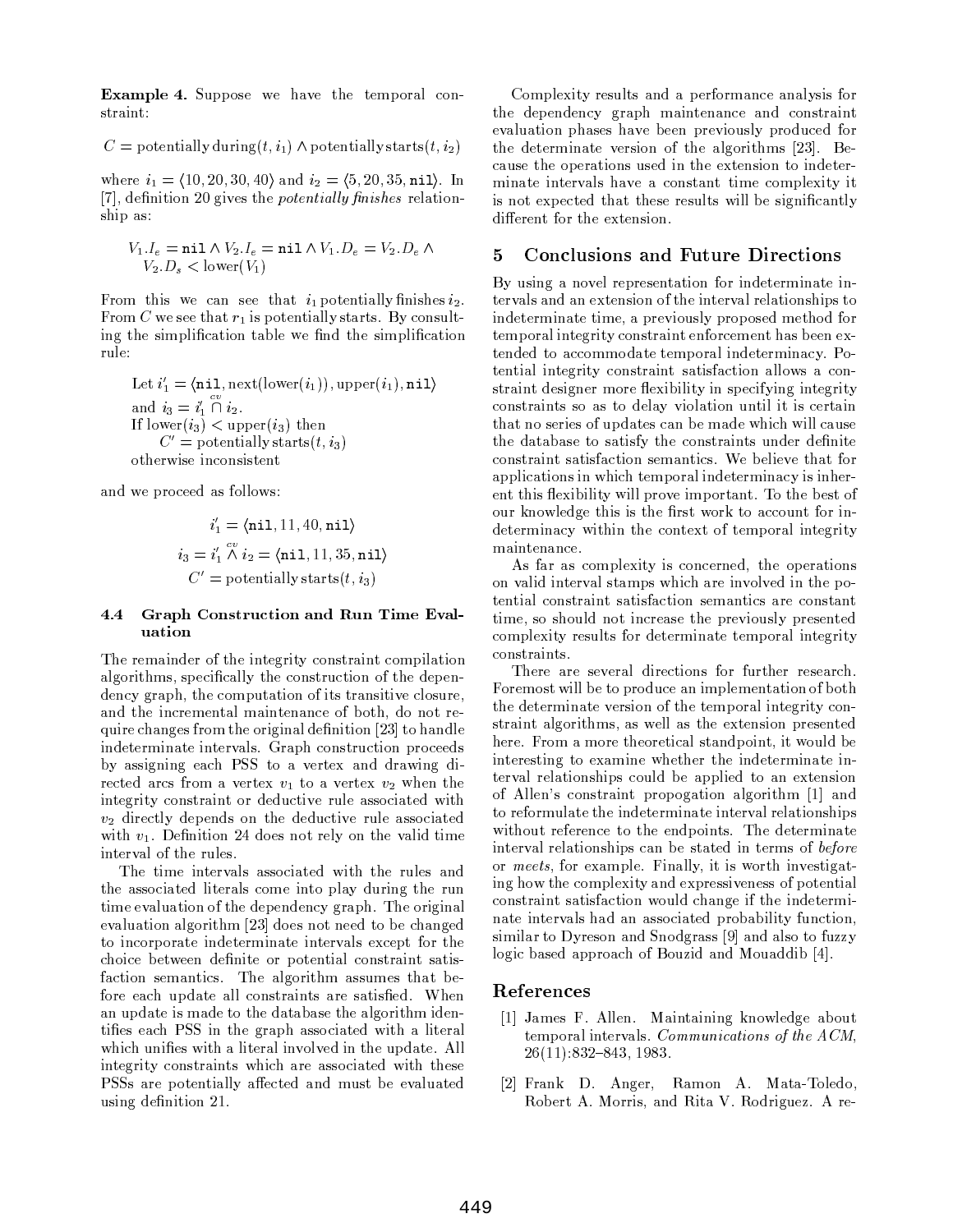**Example 4.** Suppose we have the temporal constraint:

$C = \text{potentially during}(t, i_1) \wedge \text{potentially starts}(t, i_2)$

where $i_1 = \langle 10, 20, 30, 40\rangle$ and $i_2 = \langle 5, 20, 35, \texttt{nil}\rangle$. In [7], definition 20 gives the *potentially finishes* relationship as:

$$V_1.I_e = \texttt{nil} \wedge V_2.I_e = \texttt{nil} \wedge V_1.D_e = V_2.D_e \wedge V_2.D_s < \text{lower}(V_1)$$

From this we can see that $i_1$ potentially finishes $i_2$. From $C$ we see that $r_1$ is potentially starts. By consulting the simplification table we find the simplification rule:

Let $i'_1 = \langle \texttt{nil}, \text{next}(\text{lower}(i_1)), \text{upper}(i_1), \texttt{nil}\rangle$
and $i_3 = i'_1 \overset{cv}{\cap} i_2$.
If $\text{lower}(i_3) < \text{upper}(i_3)$ then
$C' = \text{potentially starts}(t, i_3)$
otherwise inconsistent

and we proceed as follows:

$$i'_1 = \langle \texttt{nil}, 11, 40, \texttt{nil}\rangle$$
$$i_3 = i'_1 \overset{cv}{\wedge} i_2 = \langle \texttt{nil}, 11, 35, \texttt{nil}\rangle$$
$$C' = \text{potentially starts}(t, i_3)$$

### 4.4 Graph Construction and Run Time Evaluation

The remainder of the integrity constraint compilation algorithms, specifically the construction of the dependency graph, the computation of its transitive closure, and the incremental maintenance of both, do not require changes from the original definition [23] to handle indeterminate intervals. Graph construction proceeds by assigning each PSS to a vertex and drawing directed arcs from a vertex $v_1$ to a vertex $v_2$ when the integrity constraint or deductive rule associated with $v_2$ directly depends on the deductive rule associated with $v_1$. Definition 24 does not rely on the valid time interval of the rules.

The time intervals associated with the rules and the associated literals come into play during the run time evaluation of the dependency graph. The original evaluation algorithm [23] does not need to be changed to incorporate indeterminate intervals except for the choice between definite or potential constraint satisfaction semantics. The algorithm assumes that before each update all constraints are satisfied. When an update is made to the database the algorithm identifies each PSS in the graph associated with a literal which unifies with a literal involved in the update. All integrity constraints which are associated with these PSSs are potentially affected and must be evaluated using definition 21.

Complexity results and a performance analysis for the dependency graph maintenance and constraint evaluation phases have been previously produced for the determinate version of the algorithms [23]. Because the operations used in the extension to indeterminate intervals have a constant time complexity it is not expected that these results will be significantly different for the extension.

## 5 Conclusions and Future Directions

By using a novel representation for indeterminate intervals and an extension of the interval relationships to indeterminate time, a previously proposed method for temporal integrity constraint enforcement has been extended to accommodate temporal indeterminacy. Potential integrity constraint satisfaction allows a constraint designer more flexibility in specifying integrity constraints so as to delay violation until it is certain that no series of updates can be made which will cause the database to satisfy the constraints under definite constraint satisfaction semantics. We believe that for applications in which temporal indeterminacy is inherent this flexibility will prove important. To the best of our knowledge this is the first work to account for indeterminacy within the context of temporal integrity maintenance.

As far as complexity is concerned, the operations on valid interval stamps which are involved in the potential constraint satisfaction semantics are constant time, so should not increase the previously presented complexity results for determinate temporal integrity constraints.

There are several directions for further research. Foremost will be to produce an implementation of both the determinate version of the temporal integrity constraint algorithms, as well as the extension presented here. From a more theoretical standpoint, it would be interesting to examine whether the indeterminate interval relationships could be applied to an extension of Allen's constraint propogation algorithm [1] and to reformulate the indeterminate interval relationships without reference to the endpoints. The determinate interval relationships can be stated in terms of *before* or *meets*, for example. Finally, it is worth investigating how the complexity and expressiveness of potential constraint satisfaction would change if the indeterminate intervals had an associated probability function, similar to Dyreson and Snodgrass [9] and also to fuzzy logic based approach of Bouzid and Mouaddib [4].

## References

[1] James F. Allen. Maintaining knowledge about temporal intervals. *Communications of the ACM*, 26(11):832–843, 1983.

[2] Frank D. Anger, Ramon A. Mata-Toledo, Robert A. Morris, and Rita V. Rodriguez. A re-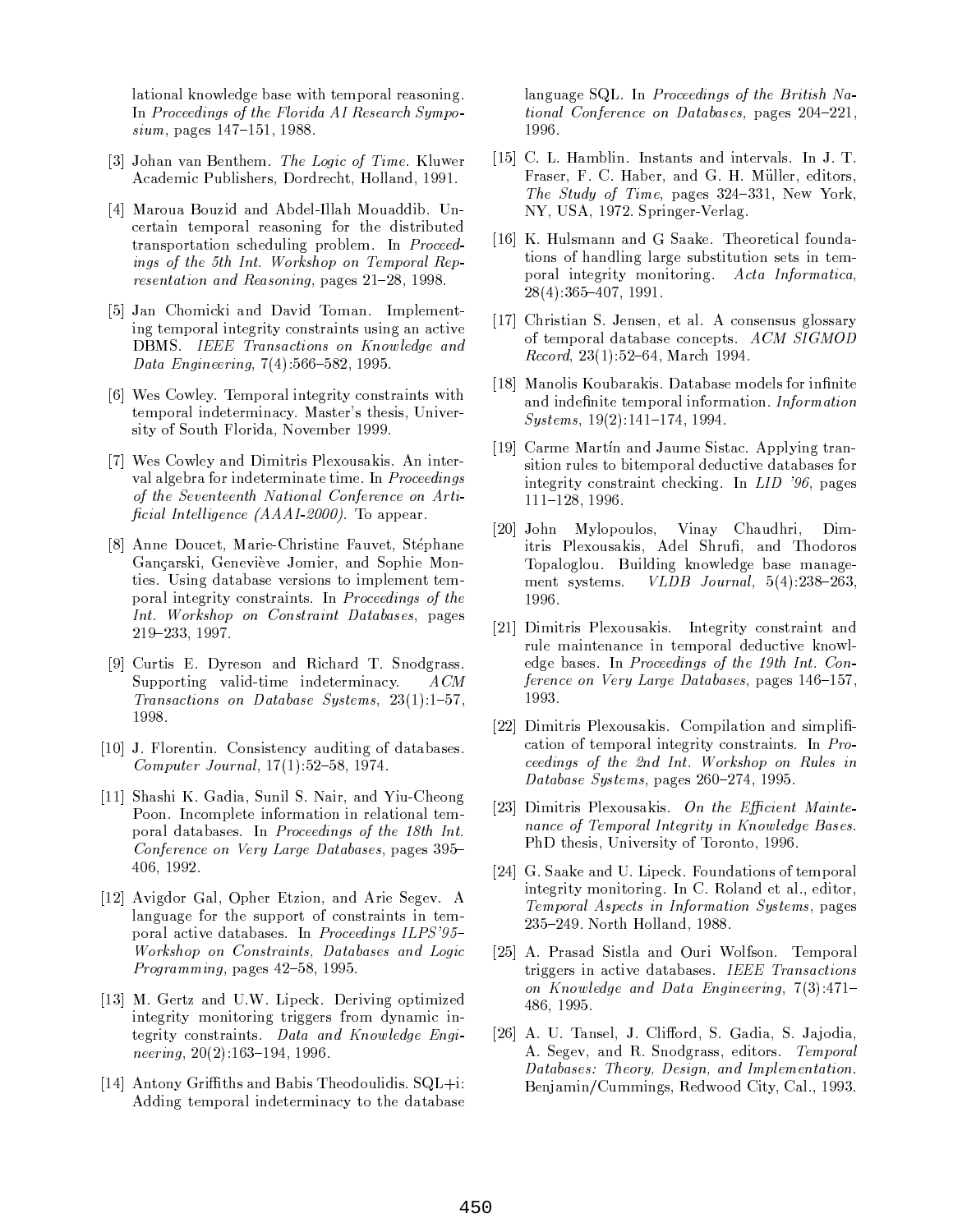lational knowledge base with temporal reasoning. In *Proceedings of the Florida AI Research Symposium*, pages 147–151, 1988.

[3] Johan van Benthem. *The Logic of Time*. Kluwer Academic Publishers, Dordrecht, Holland, 1991.

[4] Maroua Bouzid and Abdel-Illah Mouaddib. Uncertain temporal reasoning for the distributed transportation scheduling problem. In *Proceedings of the 5th Int. Workshop on Temporal Representation and Reasoning*, pages 21–28, 1998.

[5] Jan Chomicki and David Toman. Implementing temporal integrity constraints using an active DBMS. *IEEE Transactions on Knowledge and Data Engineering*, 7(4):566–582, 1995.

[6] Wes Cowley. Temporal integrity constraints with temporal indeterminacy. Master's thesis, University of South Florida, November 1999.

[7] Wes Cowley and Dimitris Plexousakis. An interval algebra for indeterminate time. In *Proceedings of the Seventeenth National Conference on Artificial Intelligence (AAAI-2000)*. To appear.

[8] Anne Doucet, Marie-Christine Fauvet, Stéphane Gançarski, Geneviève Jomier, and Sophie Monties. Using database versions to implement temporal integrity constraints. In *Proceedings of the Int. Workshop on Constraint Databases*, pages 219–233, 1997.

[9] Curtis E. Dyreson and Richard T. Snodgrass. Supporting valid-time indeterminacy. *ACM Transactions on Database Systems*, 23(1):1–57, 1998.

[10] J. Florentin. Consistency auditing of databases. *Computer Journal*, 17(1):52–58, 1974.

[11] Shashi K. Gadia, Sunil S. Nair, and Yiu-Cheong Poon. Incomplete information in relational temporal databases. In *Proceedings of the 18th Int. Conference on Very Large Databases*, pages 395–406, 1992.

[12] Avigdor Gal, Opher Etzion, and Arie Segev. A language for the support of constraints in temporal active databases. In *Proceedings ILPS'95–Workshop on Constraints, Databases and Logic Programming*, pages 42–58, 1995.

[13] M. Gertz and U.W. Lipeck. Deriving optimized integrity monitoring triggers from dynamic integrity constraints. *Data and Knowledge Engineering*, 20(2):163–194, 1996.

[14] Antony Griffiths and Babis Theodoulidis. SQL+i: Adding temporal indeterminacy to the database language SQL. In *Proceedings of the British National Conference on Databases*, pages 204–221, 1996.

[15] C. L. Hamblin. Instants and intervals. In J. T. Fraser, F. C. Haber, and G. H. Müller, editors, *The Study of Time*, pages 324–331, New York, NY, USA, 1972. Springer-Verlag.

[16] K. Hulsmann and G Saake. Theoretical foundations of handling large substitution sets in temporal integrity monitoring. *Acta Informatica*, 28(4):365–407, 1991.

[17] Christian S. Jensen, et al. A consensus glossary of temporal database concepts. *ACM SIGMOD Record*, 23(1):52–64, March 1994.

[18] Manolis Koubarakis. Database models for infinite and indefinite temporal information. *Information Systems*, 19(2):141–174, 1994.

[19] Carme Martín and Jaume Sistac. Applying transition rules to bitemporal deductive databases for integrity constraint checking. In *LID '96*, pages 111–128, 1996.

[20] John Mylopoulos, Vinay Chaudhri, Dimitris Plexousakis, Adel Shrufi, and Thodoros Topaloglou. Building knowledge base management systems. *VLDB Journal*, 5(4):238–263, 1996.

[21] Dimitris Plexousakis. Integrity constraint and rule maintenance in temporal deductive knowledge bases. In *Proceedings of the 19th Int. Conference on Very Large Databases*, pages 146–157, 1993.

[22] Dimitris Plexousakis. Compilation and simplification of temporal integrity constraints. In *Proceedings of the 2nd Int. Workshop on Rules in Database Systems*, pages 260–274, 1995.

[23] Dimitris Plexousakis. *On the Efficient Maintenance of Temporal Integrity in Knowledge Bases*. PhD thesis, University of Toronto, 1996.

[24] G. Saake and U. Lipeck. Foundations of temporal integrity monitoring. In C. Roland et al., editor, *Temporal Aspects in Information Systems*, pages 235–249. North Holland, 1988.

[25] A. Prasad Sistla and Ouri Wolfson. Temporal triggers in active databases. *IEEE Transactions on Knowledge and Data Engineering*, 7(3):471–486, 1995.

[26] A. U. Tansel, J. Clifford, S. Gadia, S. Jajodia, A. Segev, and R. Snodgrass, editors. *Temporal Databases: Theory, Design, and Implementation*. Benjamin/Cummings, Redwood City, Cal., 1993.